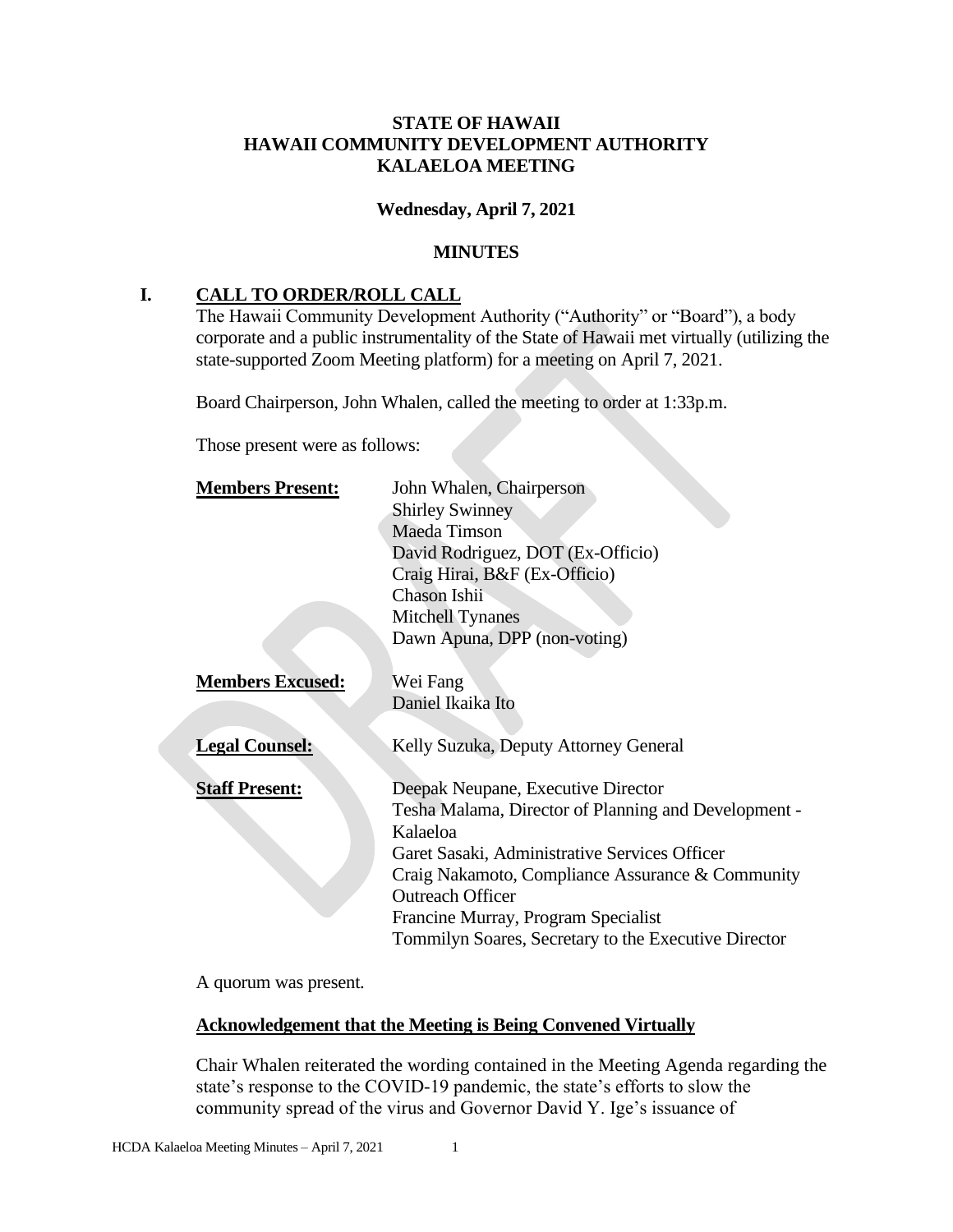**STATE OF HAWAII**
**HAWAII COMMUNITY DEVELOPMENT AUTHORITY**
**KALAELOA MEETING**

**Wednesday, April 7, 2021**

**MINUTES**

## I. CALL TO ORDER/ROLL CALL

The Hawaii Community Development Authority ("Authority" or "Board"), a body corporate and a public instrumentality of the State of Hawaii met virtually (utilizing the state-supported Zoom Meeting platform) for a meeting on April 7, 2021.

Board Chairperson, John Whalen, called the meeting to order at 1:33p.m.

Those present were as follows:

**Members Present:**
John Whalen, Chairperson
Shirley Swinney
Maeda Timson
David Rodriguez, DOT (Ex-Officio)
Craig Hirai, B&F (Ex-Officio)
Chason Ishii
Mitchell Tynanes
Dawn Apuna, DPP (non-voting)

**Members Excused:**
Wei Fang
Daniel Ikaika Ito

**Legal Counsel:**
Kelly Suzuka, Deputy Attorney General

**Staff Present:**
Deepak Neupane, Executive Director
Tesha Malama, Director of Planning and Development - Kalaeloa
Garet Sasaki, Administrative Services Officer
Craig Nakamoto, Compliance Assurance & Community Outreach Officer
Francine Murray, Program Specialist
Tommilyn Soares, Secretary to the Executive Director

A quorum was present.

**Acknowledgement that the Meeting is Being Convened Virtually**

Chair Whalen reiterated the wording contained in the Meeting Agenda regarding the state's response to the COVID-19 pandemic, the state's efforts to slow the community spread of the virus and Governor David Y. Ige's issuance of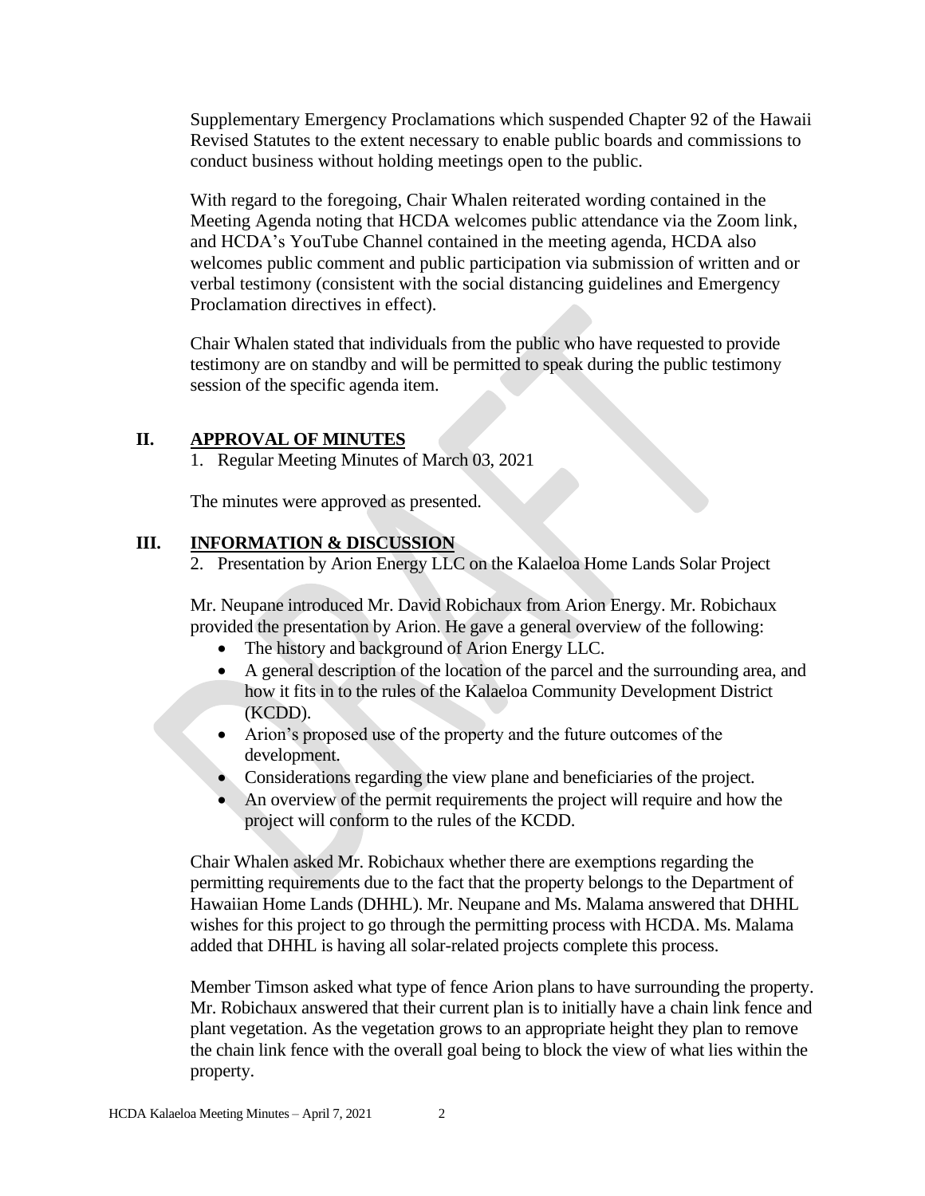Supplementary Emergency Proclamations which suspended Chapter 92 of the Hawaii Revised Statutes to the extent necessary to enable public boards and commissions to conduct business without holding meetings open to the public.

With regard to the foregoing, Chair Whalen reiterated wording contained in the Meeting Agenda noting that HCDA welcomes public attendance via the Zoom link, and HCDA's YouTube Channel contained in the meeting agenda, HCDA also welcomes public comment and public participation via submission of written and or verbal testimony (consistent with the social distancing guidelines and Emergency Proclamation directives in effect).

Chair Whalen stated that individuals from the public who have requested to provide testimony are on standby and will be permitted to speak during the public testimony session of the specific agenda item.

## II. APPROVAL OF MINUTES

1. Regular Meeting Minutes of March 03, 2021

The minutes were approved as presented.

## III. INFORMATION & DISCUSSION

2. Presentation by Arion Energy LLC on the Kalaeloa Home Lands Solar Project

Mr. Neupane introduced Mr. David Robichaux from Arion Energy. Mr. Robichaux provided the presentation by Arion. He gave a general overview of the following:

- The history and background of Arion Energy LLC.
- A general description of the location of the parcel and the surrounding area, and how it fits in to the rules of the Kalaeloa Community Development District (KCDD).
- Arion's proposed use of the property and the future outcomes of the development.
- Considerations regarding the view plane and beneficiaries of the project.
- An overview of the permit requirements the project will require and how the project will conform to the rules of the KCDD.

Chair Whalen asked Mr. Robichaux whether there are exemptions regarding the permitting requirements due to the fact that the property belongs to the Department of Hawaiian Home Lands (DHHL). Mr. Neupane and Ms. Malama answered that DHHL wishes for this project to go through the permitting process with HCDA. Ms. Malama added that DHHL is having all solar-related projects complete this process.

Member Timson asked what type of fence Arion plans to have surrounding the property. Mr. Robichaux answered that their current plan is to initially have a chain link fence and plant vegetation. As the vegetation grows to an appropriate height they plan to remove the chain link fence with the overall goal being to block the view of what lies within the property.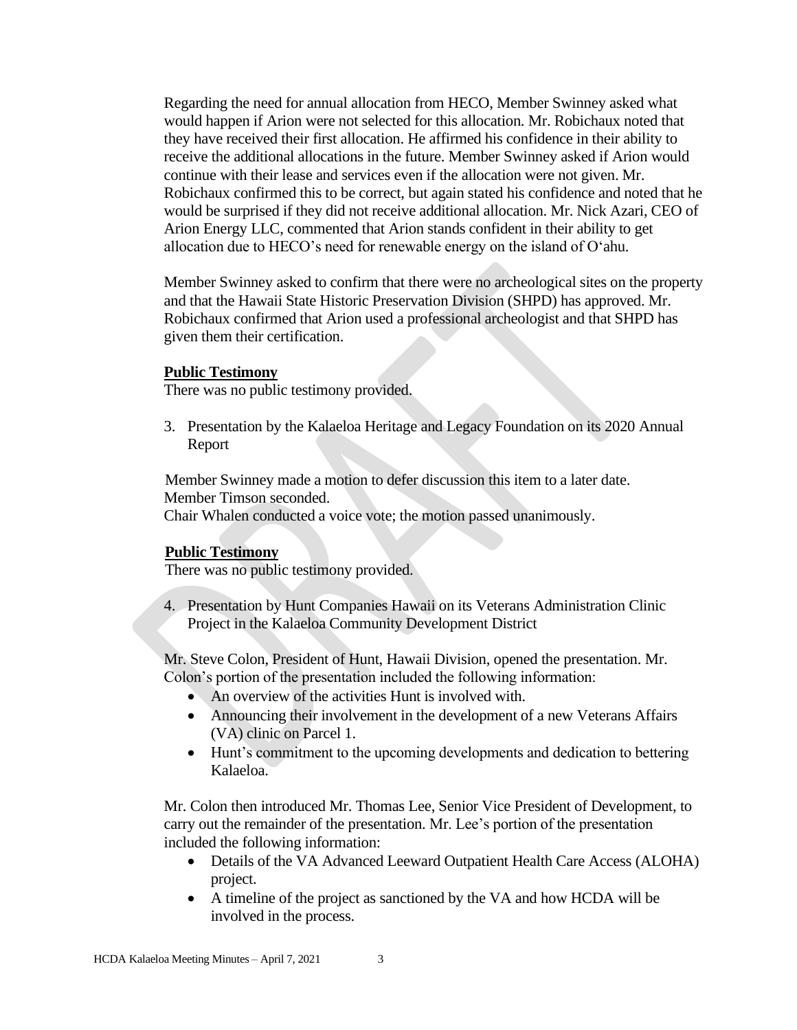Regarding the need for annual allocation from HECO, Member Swinney asked what would happen if Arion were not selected for this allocation. Mr. Robichaux noted that they have received their first allocation. He affirmed his confidence in their ability to receive the additional allocations in the future. Member Swinney asked if Arion would continue with their lease and services even if the allocation were not given. Mr. Robichaux confirmed this to be correct, but again stated his confidence and noted that he would be surprised if they did not receive additional allocation. Mr. Nick Azari, CEO of Arion Energy LLC, commented that Arion stands confident in their ability to get allocation due to HECO's need for renewable energy on the island of O'ahu.

Member Swinney asked to confirm that there were no archeological sites on the property and that the Hawaii State Historic Preservation Division (SHPD) has approved. Mr. Robichaux confirmed that Arion used a professional archeologist and that SHPD has given them their certification.

**Public Testimony**

There was no public testimony provided.

3. Presentation by the Kalaeloa Heritage and Legacy Foundation on its 2020 Annual Report

Member Swinney made a motion to defer discussion this item to a later date.
Member Timson seconded.
Chair Whalen conducted a voice vote; the motion passed unanimously.

**Public Testimony**

There was no public testimony provided.

4. Presentation by Hunt Companies Hawaii on its Veterans Administration Clinic Project in the Kalaeloa Community Development District

Mr. Steve Colon, President of Hunt, Hawaii Division, opened the presentation. Mr. Colon's portion of the presentation included the following information:

- An overview of the activities Hunt is involved with.
- Announcing their involvement in the development of a new Veterans Affairs (VA) clinic on Parcel 1.
- Hunt's commitment to the upcoming developments and dedication to bettering Kalaeloa.

Mr. Colon then introduced Mr. Thomas Lee, Senior Vice President of Development, to carry out the remainder of the presentation. Mr. Lee's portion of the presentation included the following information:

- Details of the VA Advanced Leeward Outpatient Health Care Access (ALOHA) project.
- A timeline of the project as sanctioned by the VA and how HCDA will be involved in the process.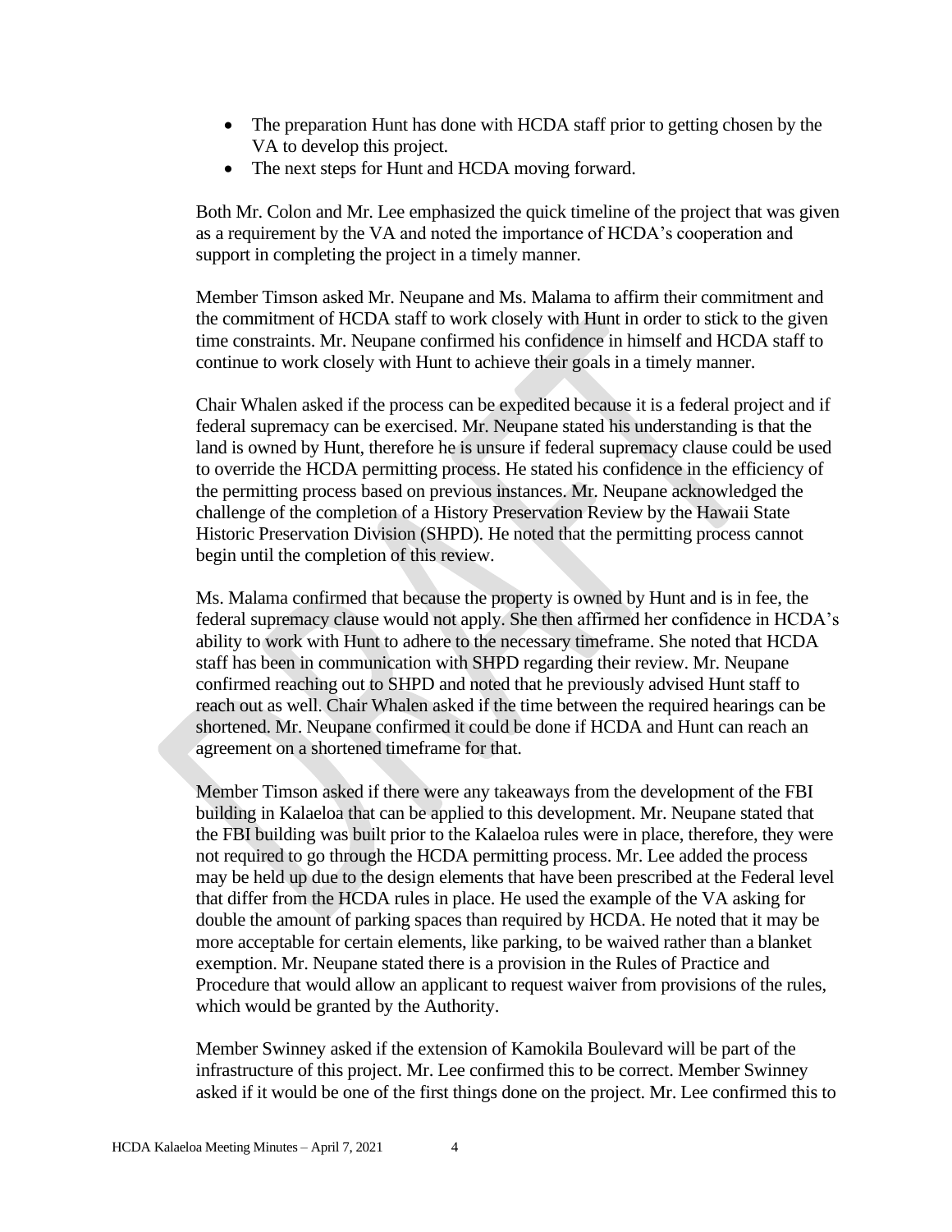- The preparation Hunt has done with HCDA staff prior to getting chosen by the VA to develop this project.
- The next steps for Hunt and HCDA moving forward.

Both Mr. Colon and Mr. Lee emphasized the quick timeline of the project that was given as a requirement by the VA and noted the importance of HCDA's cooperation and support in completing the project in a timely manner.

Member Timson asked Mr. Neupane and Ms. Malama to affirm their commitment and the commitment of HCDA staff to work closely with Hunt in order to stick to the given time constraints. Mr. Neupane confirmed his confidence in himself and HCDA staff to continue to work closely with Hunt to achieve their goals in a timely manner.

Chair Whalen asked if the process can be expedited because it is a federal project and if federal supremacy can be exercised. Mr. Neupane stated his understanding is that the land is owned by Hunt, therefore he is unsure if federal supremacy clause could be used to override the HCDA permitting process. He stated his confidence in the efficiency of the permitting process based on previous instances. Mr. Neupane acknowledged the challenge of the completion of a History Preservation Review by the Hawaii State Historic Preservation Division (SHPD). He noted that the permitting process cannot begin until the completion of this review.

Ms. Malama confirmed that because the property is owned by Hunt and is in fee, the federal supremacy clause would not apply. She then affirmed her confidence in HCDA's ability to work with Hunt to adhere to the necessary timeframe. She noted that HCDA staff has been in communication with SHPD regarding their review. Mr. Neupane confirmed reaching out to SHPD and noted that he previously advised Hunt staff to reach out as well. Chair Whalen asked if the time between the required hearings can be shortened. Mr. Neupane confirmed it could be done if HCDA and Hunt can reach an agreement on a shortened timeframe for that.

Member Timson asked if there were any takeaways from the development of the FBI building in Kalaeloa that can be applied to this development. Mr. Neupane stated that the FBI building was built prior to the Kalaeloa rules were in place, therefore, they were not required to go through the HCDA permitting process. Mr. Lee added the process may be held up due to the design elements that have been prescribed at the Federal level that differ from the HCDA rules in place. He used the example of the VA asking for double the amount of parking spaces than required by HCDA. He noted that it may be more acceptable for certain elements, like parking, to be waived rather than a blanket exemption. Mr. Neupane stated there is a provision in the Rules of Practice and Procedure that would allow an applicant to request waiver from provisions of the rules, which would be granted by the Authority.

Member Swinney asked if the extension of Kamokila Boulevard will be part of the infrastructure of this project. Mr. Lee confirmed this to be correct. Member Swinney asked if it would be one of the first things done on the project. Mr. Lee confirmed this to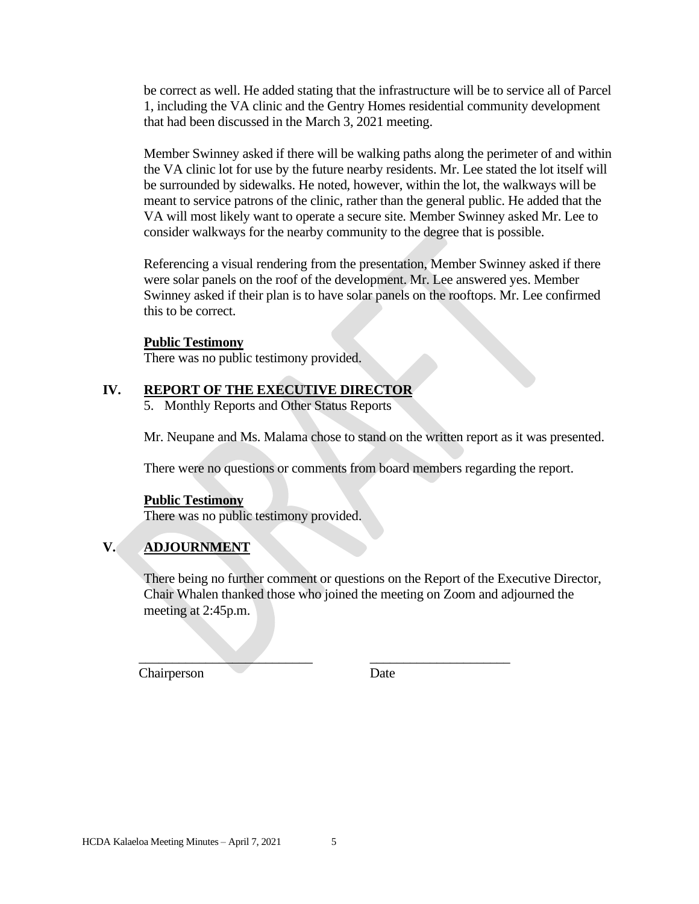be correct as well. He added stating that the infrastructure will be to service all of Parcel 1, including the VA clinic and the Gentry Homes residential community development that had been discussed in the March 3, 2021 meeting.

Member Swinney asked if there will be walking paths along the perimeter of and within the VA clinic lot for use by the future nearby residents. Mr. Lee stated the lot itself will be surrounded by sidewalks. He noted, however, within the lot, the walkways will be meant to service patrons of the clinic, rather than the general public. He added that the VA will most likely want to operate a secure site. Member Swinney asked Mr. Lee to consider walkways for the nearby community to the degree that is possible.

Referencing a visual rendering from the presentation, Member Swinney asked if there were solar panels on the roof of the development. Mr. Lee answered yes. Member Swinney asked if their plan is to have solar panels on the rooftops. Mr. Lee confirmed this to be correct.

**Public Testimony**

There was no public testimony provided.

## IV. REPORT OF THE EXECUTIVE DIRECTOR

5. Monthly Reports and Other Status Reports

Mr. Neupane and Ms. Malama chose to stand on the written report as it was presented.

There were no questions or comments from board members regarding the report.

**Public Testimony**

There was no public testimony provided.

## V. ADJOURNMENT

There being no further comment or questions on the Report of the Executive Director, Chair Whalen thanked those who joined the meeting on Zoom and adjourned the meeting at 2:45p.m.

\_\_\_\_\_\_\_\_\_\_\_\_\_\_\_\_\_\_\_\_\_\_\_\_\_\_ \_\_\_\_\_\_\_\_\_\_\_\_\_\_\_\_\_\_\_\_\_

Chairperson Date